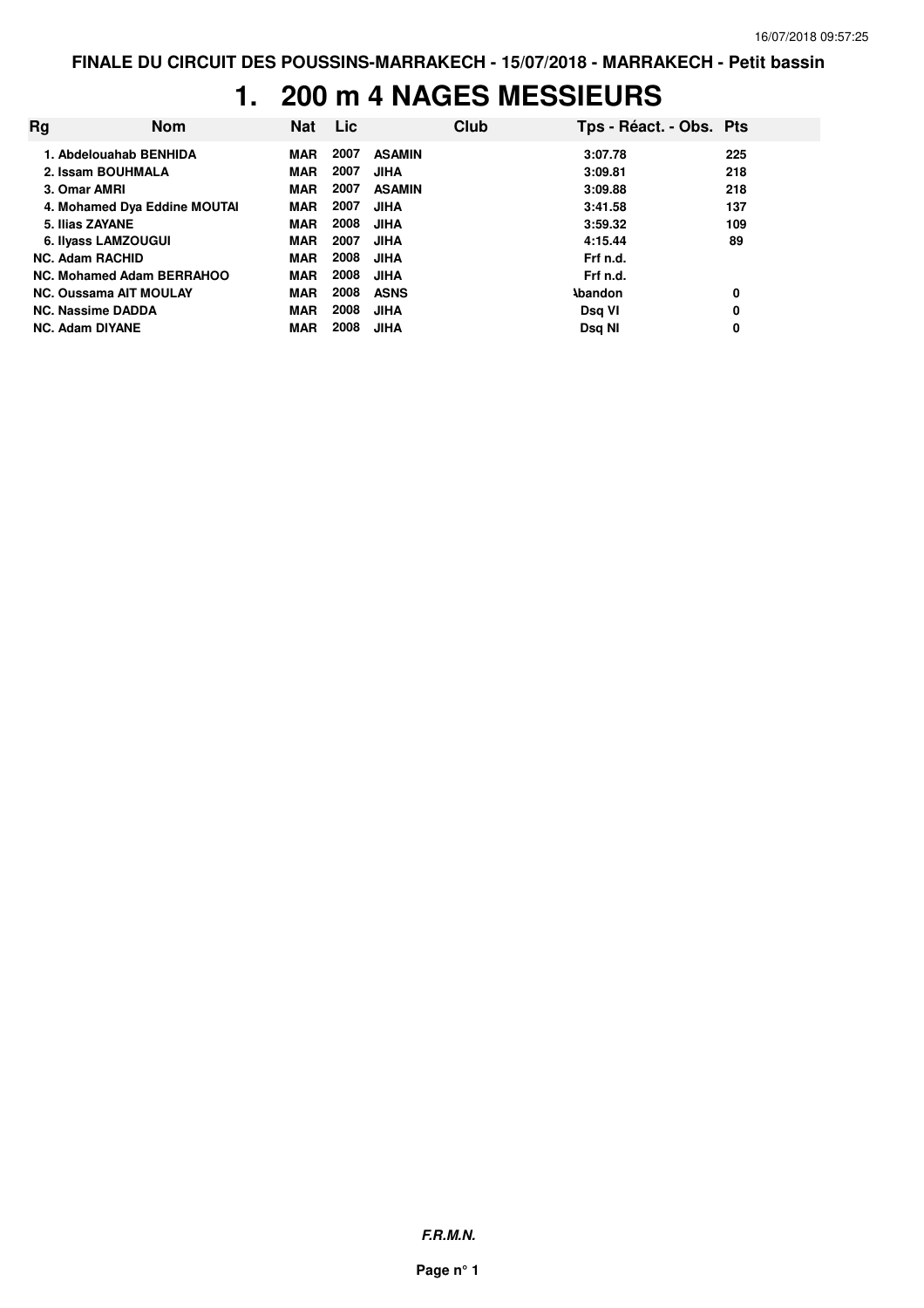FINALE DU CIRCUIT DES POUSSINS-MARRAKECH - 15/07/2018 - MARRAKECH - Petit bassin

# 1. 200 m 4 NAGES MESSIEURS

| Rg | Nom | Nat | Lic | Club | Tps - Réact. - Obs. | Pts |
|---|---|---|---|---|---|---|
| 1. | Abdelouahab BENHIDA | MAR | 2007 | ASAMIN | 3:07.78 | 225 |
| 2. | Issam BOUHMALA | MAR | 2007 | JIHA | 3:09.81 | 218 |
| 3. | Omar AMRI | MAR | 2007 | ASAMIN | 3:09.88 | 218 |
| 4. | Mohamed Dya Eddine MOUTAI | MAR | 2007 | JIHA | 3:41.58 | 137 |
| 5. | Ilias ZAYANE | MAR | 2008 | JIHA | 3:59.32 | 109 |
| 6. | Ilyass LAMZOUGUI | MAR | 2007 | JIHA | 4:15.44 | 89 |
| NC. | Adam RACHID | MAR | 2008 | JIHA | Frf n.d. | |
| NC. | Mohamed Adam BERRAHOO | MAR | 2008 | JIHA | Frf n.d. | |
| NC. | Oussama AIT MOULAY | MAR | 2008 | ASNS | Abandon | 0 |
| NC. | Nassime DADDA | MAR | 2008 | JIHA | Dsq VI | 0 |
| NC. | Adam DIYANE | MAR | 2008 | JIHA | Dsq NI | 0 |

***F.R.M.N.***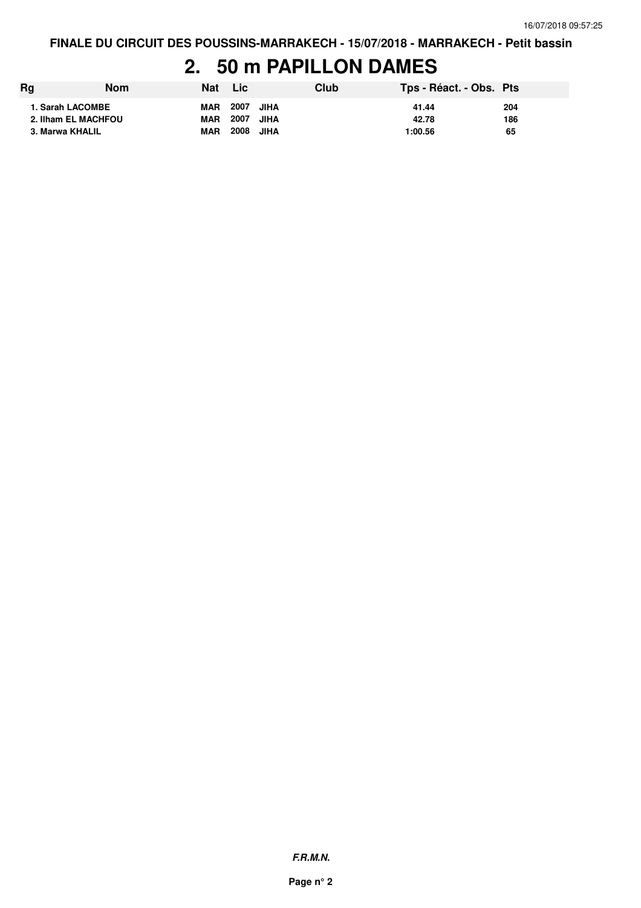FINALE DU CIRCUIT DES POUSSINS-MARRAKECH - 15/07/2018 - MARRAKECH - Petit bassin

# 2. 50 m PAPILLON DAMES

| Rg | Nom | Nat | Lic | Club | Tps - Réact. - Obs. | Pts |
|---|---|---|---|---|---|---|
| 1. | Sarah LACOMBE | MAR | 2007 | JIHA | 41.44 | 204 |
| 2. | Ilham EL MACHFOU | MAR | 2007 | JIHA | 42.78 | 186 |
| 3. | Marwa KHALIL | MAR | 2008 | JIHA | 1:00.56 | 65 |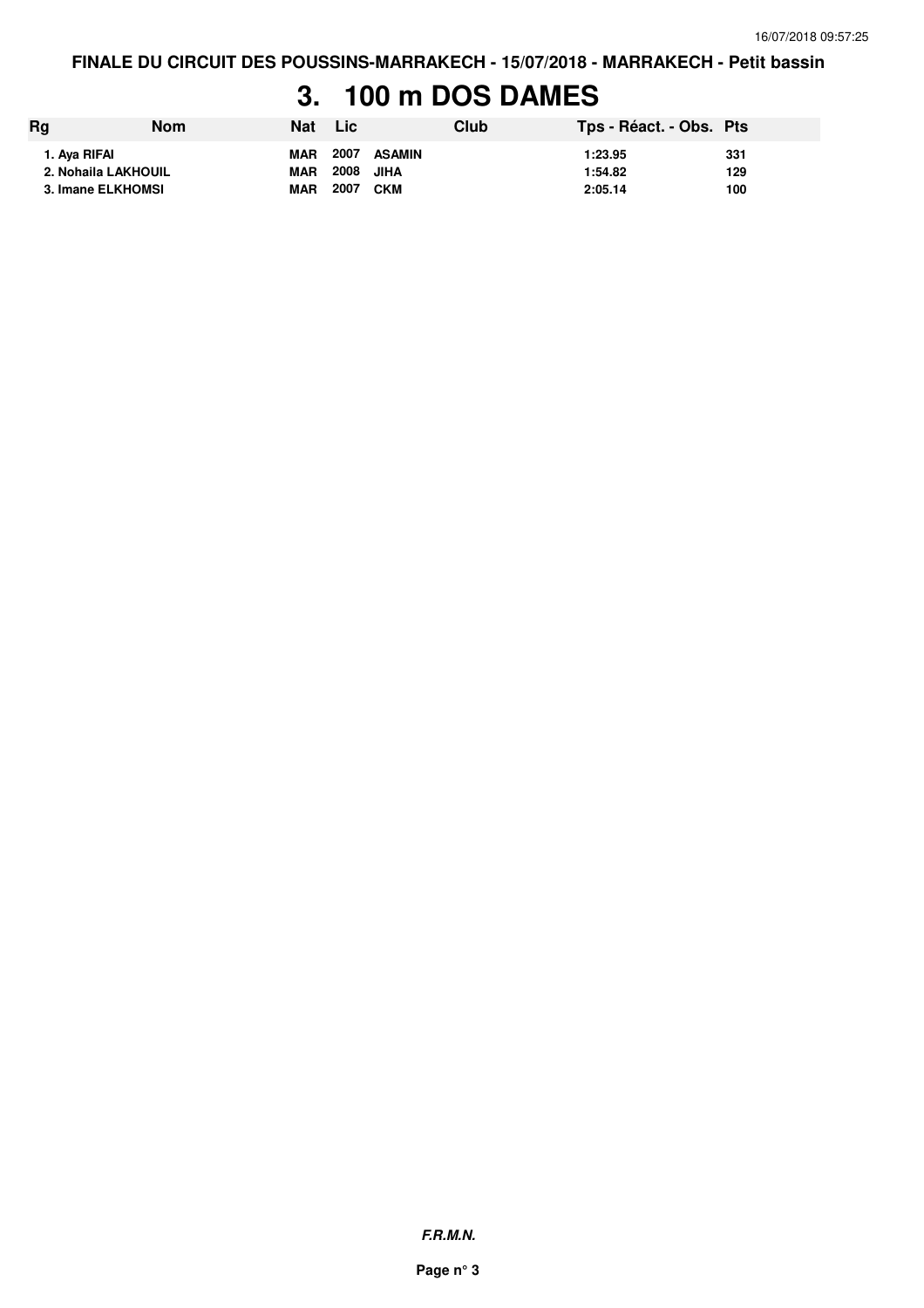FINALE DU CIRCUIT DES POUSSINS-MARRAKECH - 15/07/2018 - MARRAKECH - Petit bassin

# 3. 100 m DOS DAMES

| Rg | Nom | Nat | Lic | Club | Tps - Réact. - Obs. | Pts |
|---|---|---|---|---|---|---|
| 1. | Aya RIFAI | MAR | 2007 | ASAMIN | 1:23.95 | 331 |
| 2. | Nohaila LAKHOUIL | MAR | 2008 | JIHA | 1:54.82 | 129 |
| 3. | Imane ELKHOMSI | MAR | 2007 | CKM | 2:05.14 | 100 |

***F.R.M.N.***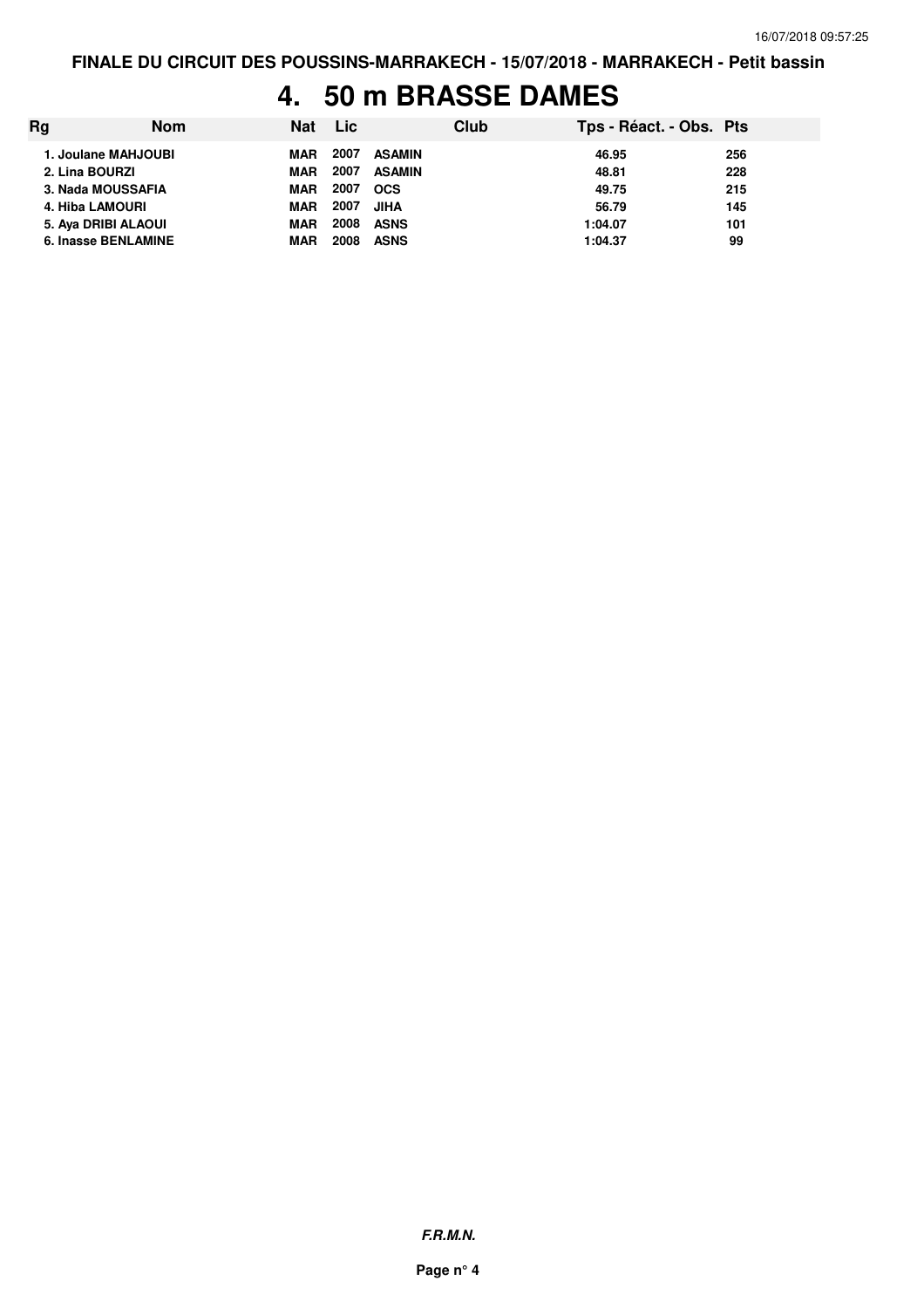FINALE DU CIRCUIT DES POUSSINS-MARRAKECH - 15/07/2018 - MARRAKECH - Petit bassin

# 4. 50 m BRASSE DAMES

| Rg | Nom | Nat | Lic | Club | Tps - Réact. - Obs. | Pts |
|---|---|---|---|---|---|---|
| 1. | Joulane MAHJOUBI | MAR | 2007 | ASAMIN | 46.95 | 256 |
| 2. | Lina BOURZI | MAR | 2007 | ASAMIN | 48.81 | 228 |
| 3. | Nada MOUSSAFIA | MAR | 2007 | OCS | 49.75 | 215 |
| 4. | Hiba LAMOURI | MAR | 2007 | JIHA | 56.79 | 145 |
| 5. | Aya DRIBI ALAOUI | MAR | 2008 | ASNS | 1:04.07 | 101 |
| 6. | Inasse BENLAMINE | MAR | 2008 | ASNS | 1:04.37 | 99 |

*F.R.M.N.*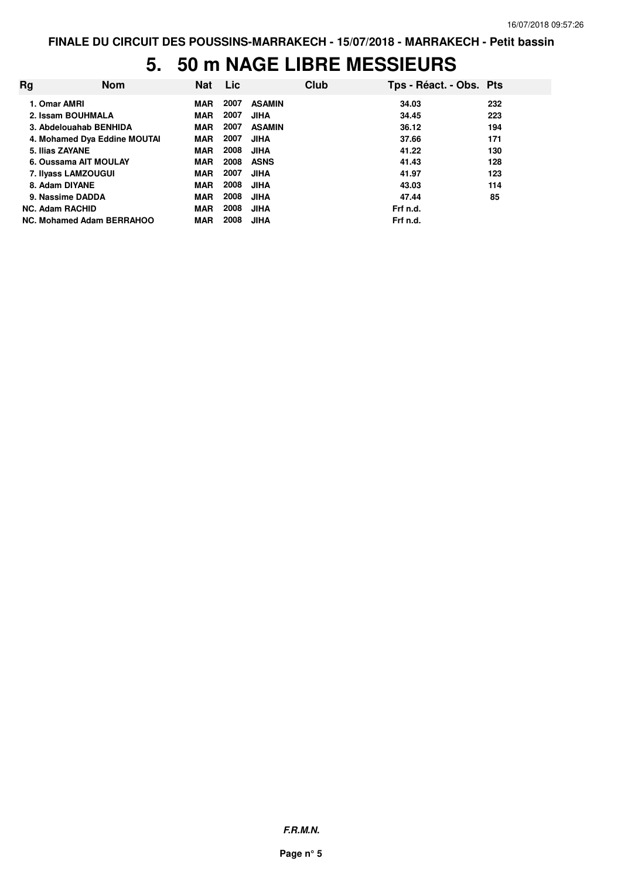FINALE DU CIRCUIT DES POUSSINS-MARRAKECH - 15/07/2018 - MARRAKECH - Petit bassin

# 5. 50 m NAGE LIBRE MESSIEURS

| Rg | Nom | Nat | Lic | Club | Tps - Réact. - Obs. | Pts |
|---|---|---|---|---|---|---|
| 1. | Omar AMRI | MAR | 2007 | ASAMIN | 34.03 | 232 |
| 2. | Issam BOUHMALA | MAR | 2007 | JIHA | 34.45 | 223 |
| 3. | Abdelouahab BENHIDA | MAR | 2007 | ASAMIN | 36.12 | 194 |
| 4. | Mohamed Dya Eddine MOUTAI | MAR | 2007 | JIHA | 37.66 | 171 |
| 5. | Ilias ZAYANE | MAR | 2008 | JIHA | 41.22 | 130 |
| 6. | Oussama AIT MOULAY | MAR | 2008 | ASNS | 41.43 | 128 |
| 7. | Ilyass LAMZOUGUI | MAR | 2007 | JIHA | 41.97 | 123 |
| 8. | Adam DIYANE | MAR | 2008 | JIHA | 43.03 | 114 |
| 9. | Nassime DADDA | MAR | 2008 | JIHA | 47.44 | 85 |
| NC. | Adam RACHID | MAR | 2008 | JIHA | Frf n.d. | |
| NC. | Mohamed Adam BERRAHOO | MAR | 2008 | JIHA | Frf n.d. | |

*F.R.M.N.*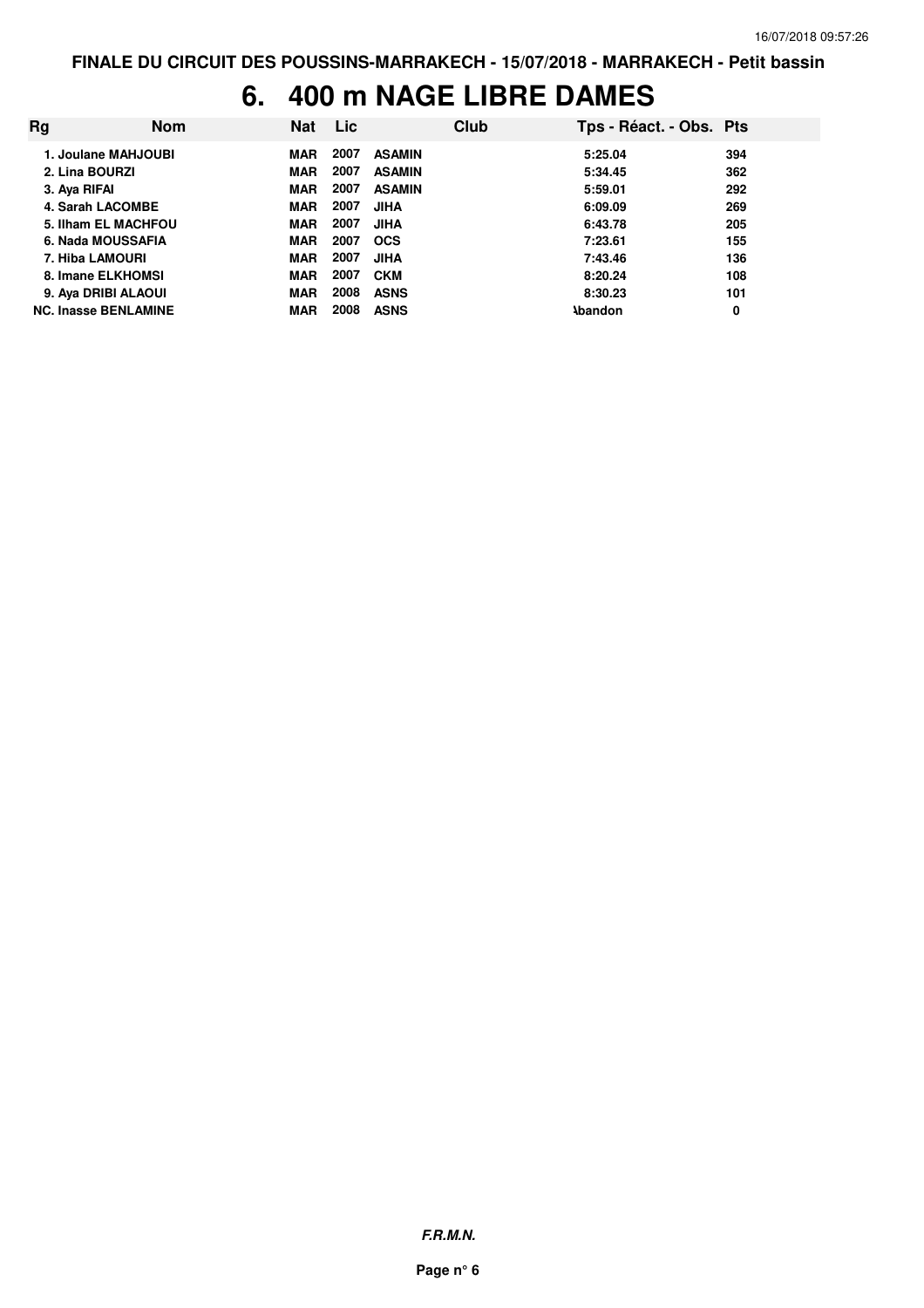**FINALE DU CIRCUIT DES POUSSINS-MARRAKECH - 15/07/2018 - MARRAKECH - Petit bassin**

# 6. 400 m NAGE LIBRE DAMES

| Rg | Nom | Nat | Lic | Club | Tps - Réact. - Obs. | Pts |
|---|---|---|---|---|---|---|
| 1. | Joulane MAHJOUBI | MAR | 2007 | ASAMIN | 5:25.04 | 394 |
| 2. | Lina BOURZI | MAR | 2007 | ASAMIN | 5:34.45 | 362 |
| 3. | Aya RIFAI | MAR | 2007 | ASAMIN | 5:59.01 | 292 |
| 4. | Sarah LACOMBE | MAR | 2007 | JIHA | 6:09.09 | 269 |
| 5. | Ilham EL MACHFOU | MAR | 2007 | JIHA | 6:43.78 | 205 |
| 6. | Nada MOUSSAFIA | MAR | 2007 | OCS | 7:23.61 | 155 |
| 7. | Hiba LAMOURI | MAR | 2007 | JIHA | 7:43.46 | 136 |
| 8. | Imane ELKHOMSI | MAR | 2007 | CKM | 8:20.24 | 108 |
| 9. | Aya DRIBI ALAOUI | MAR | 2008 | ASNS | 8:30.23 | 101 |
| NC. | Inasse BENLAMINE | MAR | 2008 | ASNS | Abandon | 0 |

***F.R.M.N.***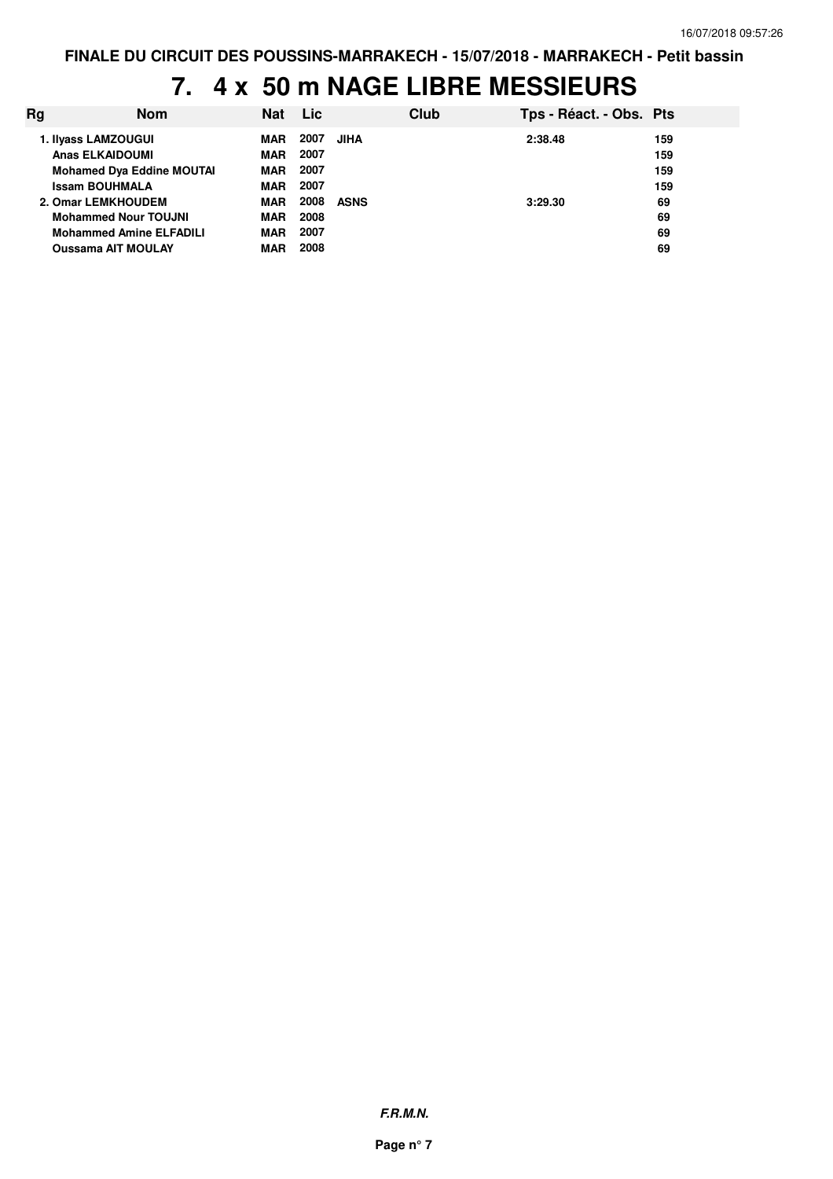FINALE DU CIRCUIT DES POUSSINS-MARRAKECH - 15/07/2018 - MARRAKECH - Petit bassin

# 7. 4 x 50 m NAGE LIBRE MESSIEURS

| Rg | Nom | Nat | Lic | Club | Tps - Réact. - Obs. | Pts |
|---|---|---|---|---|---|---|
| 1. | Ilyass LAMZOUGUI | MAR | 2007 | JIHA | 2:38.48 | 159 |
| | Anas ELKAIDOUMI | MAR | 2007 | | | 159 |
| | Mohamed Dya Eddine MOUTAI | MAR | 2007 | | | 159 |
| | Issam BOUHMALA | MAR | 2007 | | | 159 |
| 2. | Omar LEMKHOUDEM | MAR | 2008 | ASNS | 3:29.30 | 69 |
| | Mohammed Nour TOUJNI | MAR | 2008 | | | 69 |
| | Mohammed Amine ELFADILI | MAR | 2007 | | | 69 |
| | Oussama AIT MOULAY | MAR | 2008 | | | 69 |

*F.R.M.N.*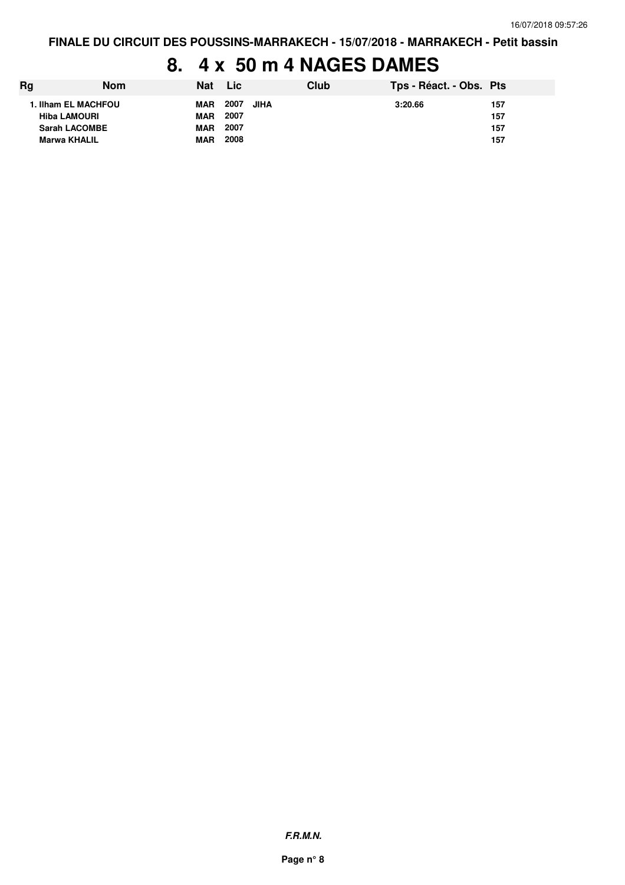FINALE DU CIRCUIT DES POUSSINS-MARRAKECH - 15/07/2018 - MARRAKECH - Petit bassin

# 8. 4 x 50 m 4 NAGES DAMES

| Rg | Nom | Nat | Lic | Club | Tps - Réact. - Obs. | Pts |
|---|---|---|---|---|---|---|
| 1. | Ilham EL MACHFOU | MAR | 2007 | JIHA | 3:20.66 | 157 |
| | Hiba LAMOURI | MAR | 2007 | | | 157 |
| | Sarah LACOMBE | MAR | 2007 | | | 157 |
| | Marwa KHALIL | MAR | 2008 | | | 157 |

*F.R.M.N.*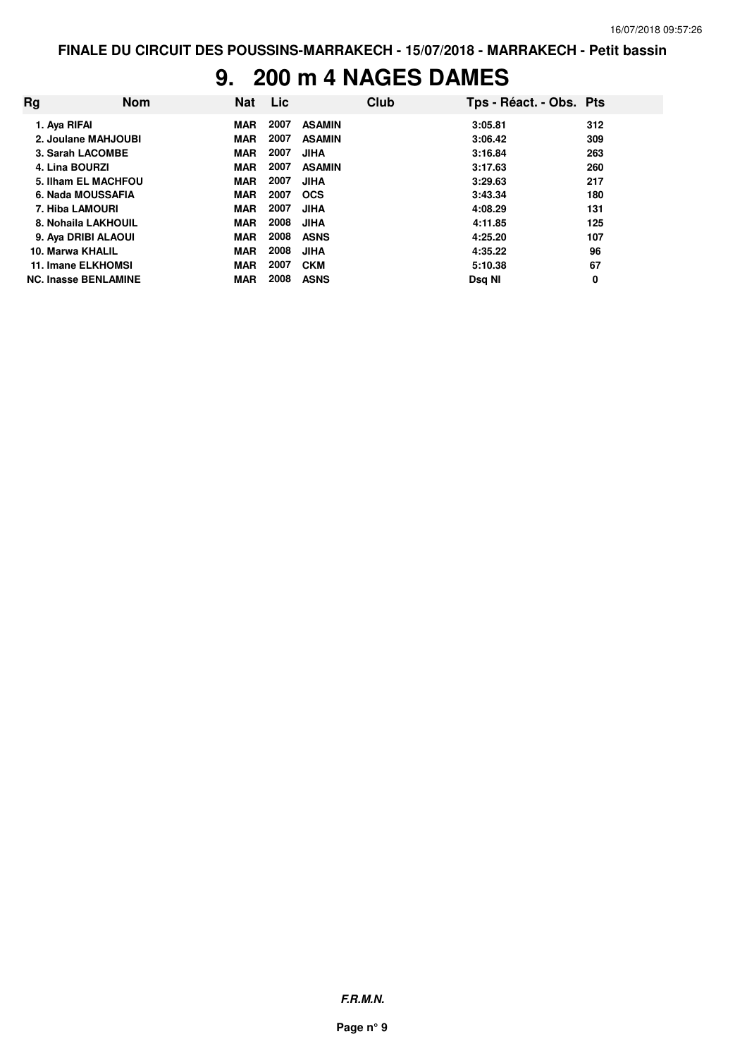# 9. 200 m 4 NAGES DAMES

| Rg | Nom | Nat | Lic | Club | Tps - Réact. - Obs. | Pts |
|---|---|---|---|---|---|---|
| 1. | Aya RIFAI | MAR | 2007 | ASAMIN | 3:05.81 | 312 |
| 2. | Joulane MAHJOUBI | MAR | 2007 | ASAMIN | 3:06.42 | 309 |
| 3. | Sarah LACOMBE | MAR | 2007 | JIHA | 3:16.84 | 263 |
| 4. | Lina BOURZI | MAR | 2007 | ASAMIN | 3:17.63 | 260 |
| 5. | Ilham EL MACHFOU | MAR | 2007 | JIHA | 3:29.63 | 217 |
| 6. | Nada MOUSSAFIA | MAR | 2007 | OCS | 3:43.34 | 180 |
| 7. | Hiba LAMOURI | MAR | 2007 | JIHA | 4:08.29 | 131 |
| 8. | Nohaila LAKHOUIL | MAR | 2008 | JIHA | 4:11.85 | 125 |
| 9. | Aya DRIBI ALAOUI | MAR | 2008 | ASNS | 4:25.20 | 107 |
| 10. | Marwa KHALIL | MAR | 2008 | JIHA | 4:35.22 | 96 |
| 11. | Imane ELKHOMSI | MAR | 2007 | CKM | 5:10.38 | 67 |
| NC. | Inasse BENLAMINE | MAR | 2008 | ASNS | Dsq NI | 0 |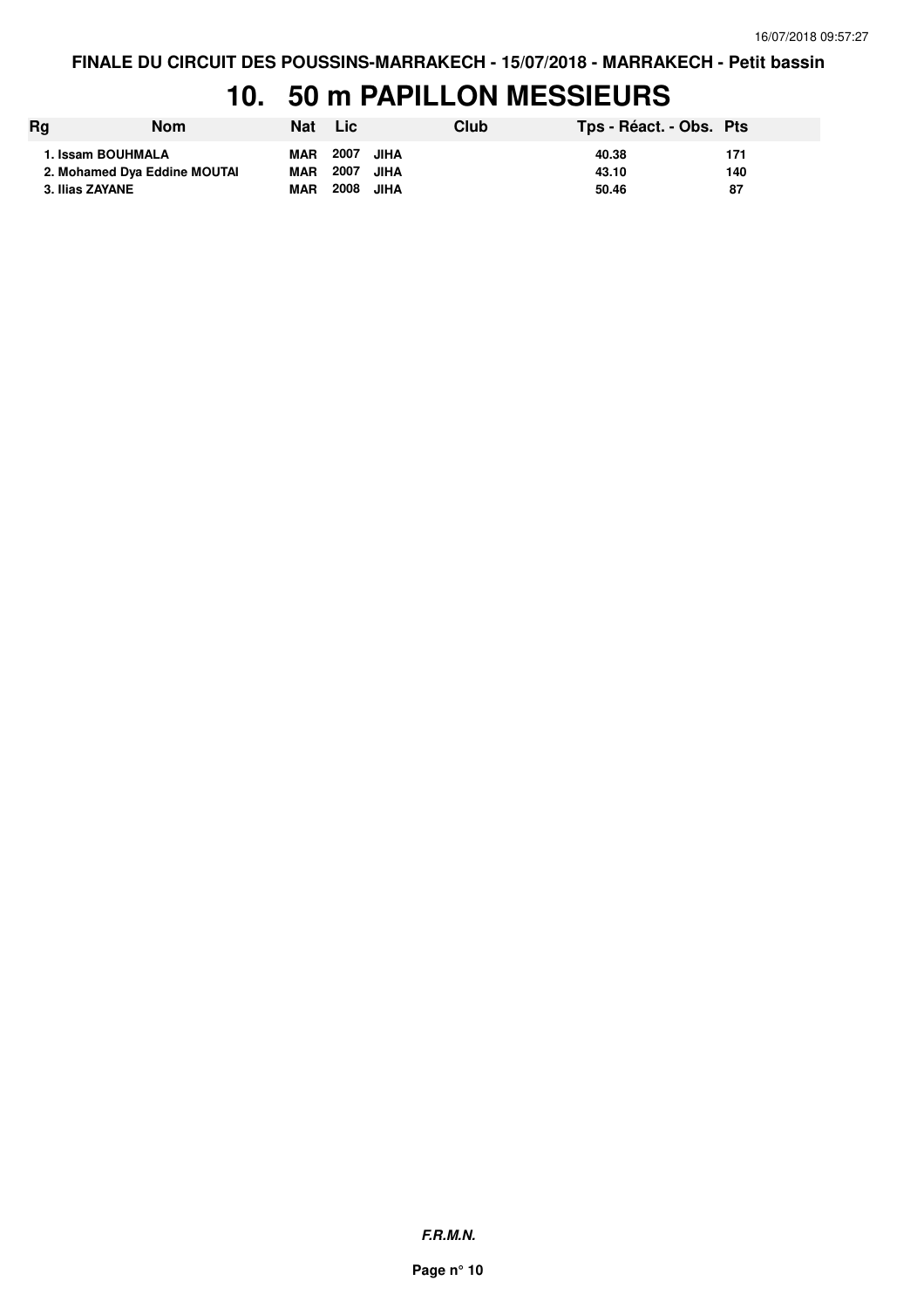FINALE DU CIRCUIT DES POUSSINS-MARRAKECH - 15/07/2018 - MARRAKECH - Petit bassin

# 10. 50 m PAPILLON MESSIEURS

| Rg | Nom | Nat | Lic | Club | Tps - Réact. - Obs. | Pts |
|---|---|---|---|---|---|---|
| 1. | Issam BOUHMALA | MAR | 2007 | JIHA | 40.38 | 171 |
| 2. | Mohamed Dya Eddine MOUTAI | MAR | 2007 | JIHA | 43.10 | 140 |
| 3. | Ilias ZAYANE | MAR | 2008 | JIHA | 50.46 | 87 |

*F.R.M.N.*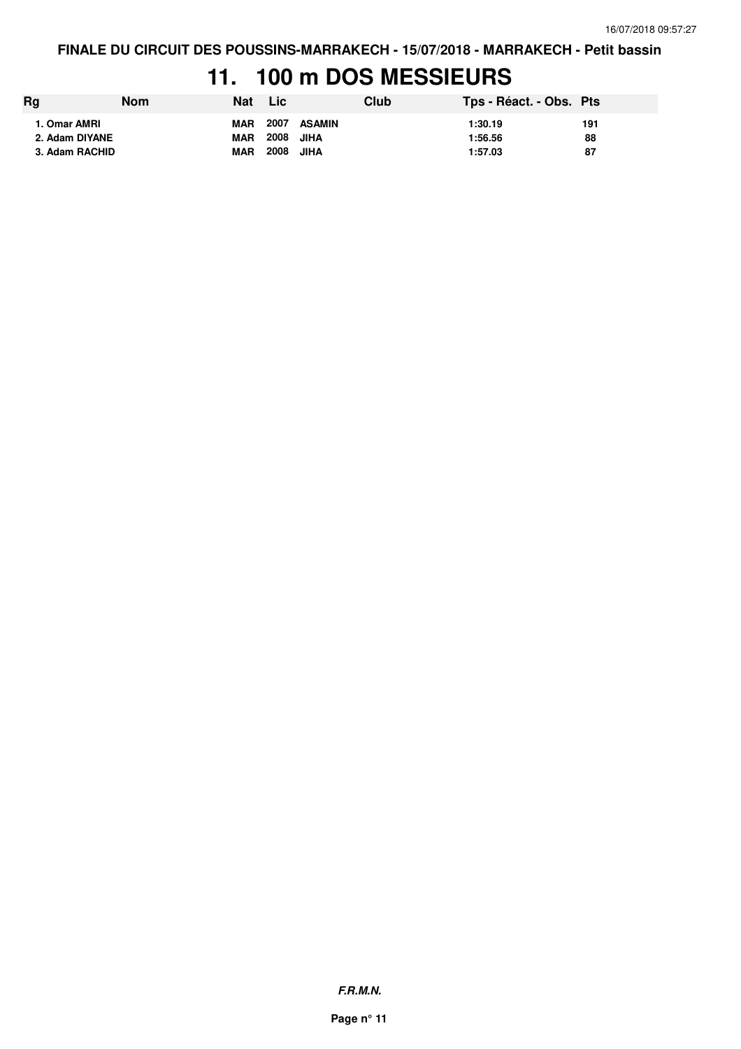FINALE DU CIRCUIT DES POUSSINS-MARRAKECH - 15/07/2018 - MARRAKECH - Petit bassin

# 11. 100 m DOS MESSIEURS

| Rg | Nom | Nat | Lic | Club | Tps - Réact. - Obs. | Pts |
|---|---|---|---|---|---|---|
| 1. | Omar AMRI | MAR | 2007 | ASAMIN | 1:30.19 | 191 |
| 2. | Adam DIYANE | MAR | 2008 | JIHA | 1:56.56 | 88 |
| 3. | Adam RACHID | MAR | 2008 | JIHA | 1:57.03 | 87 |

**F.R.M.N.**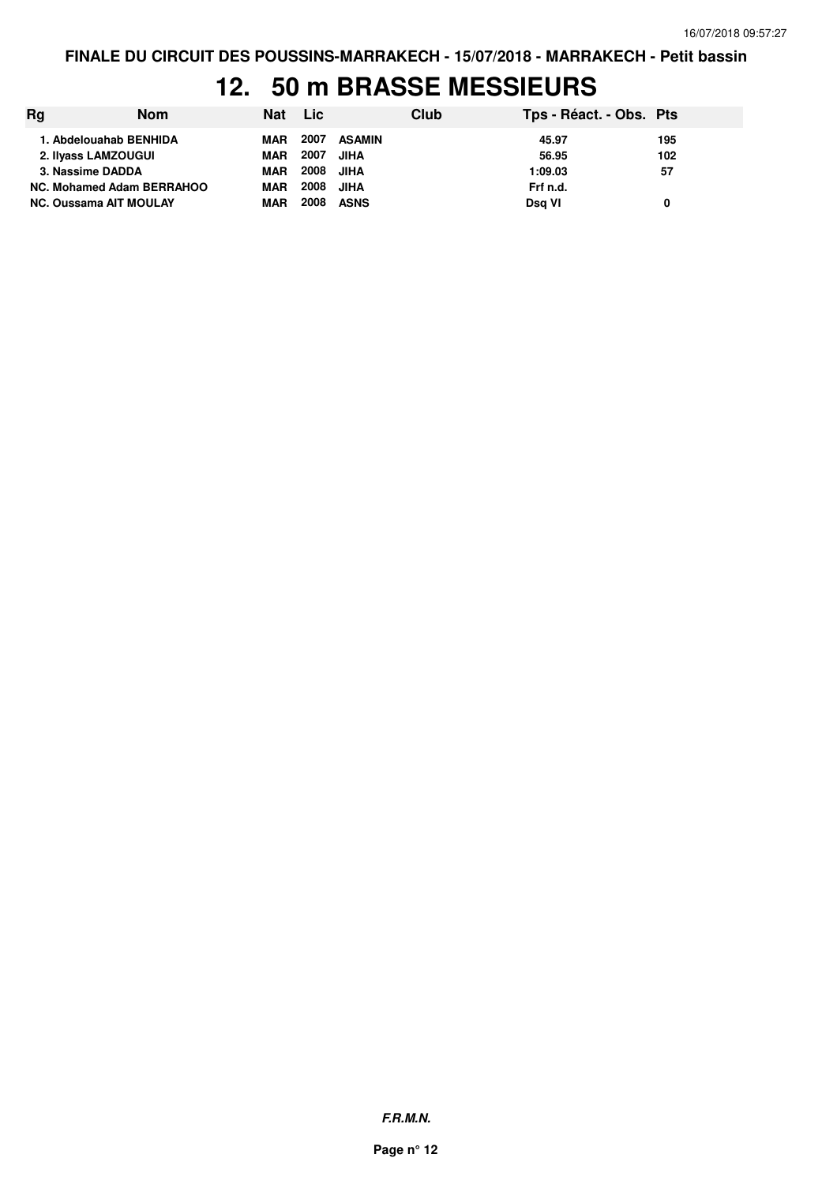FINALE DU CIRCUIT DES POUSSINS-MARRAKECH - 15/07/2018 - MARRAKECH - Petit bassin

# 12. 50 m BRASSE MESSIEURS

| Rg | Nom | Nat | Lic | Club | Tps - Réact. - Obs. | Pts |
|---|---|---|---|---|---|---|
| 1. | Abdelouahab BENHIDA | MAR | 2007 | ASAMIN | 45.97 | 195 |
| 2. | Ilyass LAMZOUGUI | MAR | 2007 | JIHA | 56.95 | 102 |
| 3. | Nassime DADDA | MAR | 2008 | JIHA | 1:09.03 | 57 |
| NC. | Mohamed Adam BERRAHOO | MAR | 2008 | JIHA | Frf n.d. | |
| NC. | Oussama AIT MOULAY | MAR | 2008 | ASNS | Dsq VI | 0 |

*F.R.M.N.*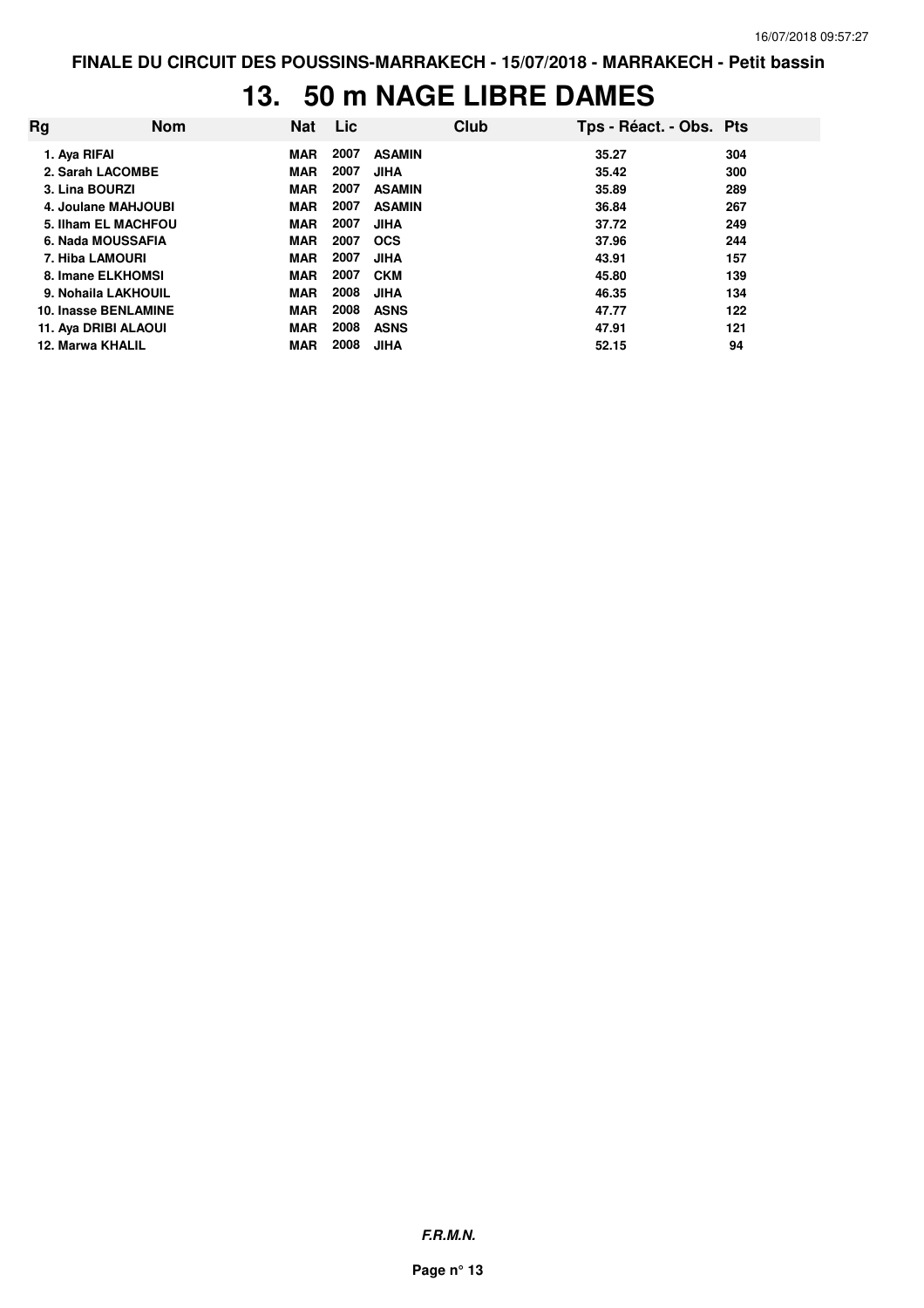FINALE DU CIRCUIT DES POUSSINS-MARRAKECH - 15/07/2018 - MARRAKECH - Petit bassin

# 13. 50 m NAGE LIBRE DAMES

| Rg | Nom | Nat | Lic | Club | Tps - Réact. - Obs. | Pts |
|---|---|---|---|---|---|---|
| 1. | Aya RIFAI | MAR | 2007 | ASAMIN | 35.27 | 304 |
| 2. | Sarah LACOMBE | MAR | 2007 | JIHA | 35.42 | 300 |
| 3. | Lina BOURZI | MAR | 2007 | ASAMIN | 35.89 | 289 |
| 4. | Joulane MAHJOUBI | MAR | 2007 | ASAMIN | 36.84 | 267 |
| 5. | Ilham EL MACHFOU | MAR | 2007 | JIHA | 37.72 | 249 |
| 6. | Nada MOUSSAFIA | MAR | 2007 | OCS | 37.96 | 244 |
| 7. | Hiba LAMOURI | MAR | 2007 | JIHA | 43.91 | 157 |
| 8. | Imane ELKHOMSI | MAR | 2007 | CKM | 45.80 | 139 |
| 9. | Nohaila LAKHOUIL | MAR | 2008 | JIHA | 46.35 | 134 |
| 10. | Inasse BENLAMINE | MAR | 2008 | ASNS | 47.77 | 122 |
| 11. | Aya DRIBI ALAOUI | MAR | 2008 | ASNS | 47.91 | 121 |
| 12. | Marwa KHALIL | MAR | 2008 | JIHA | 52.15 | 94 |

*F.R.M.N.*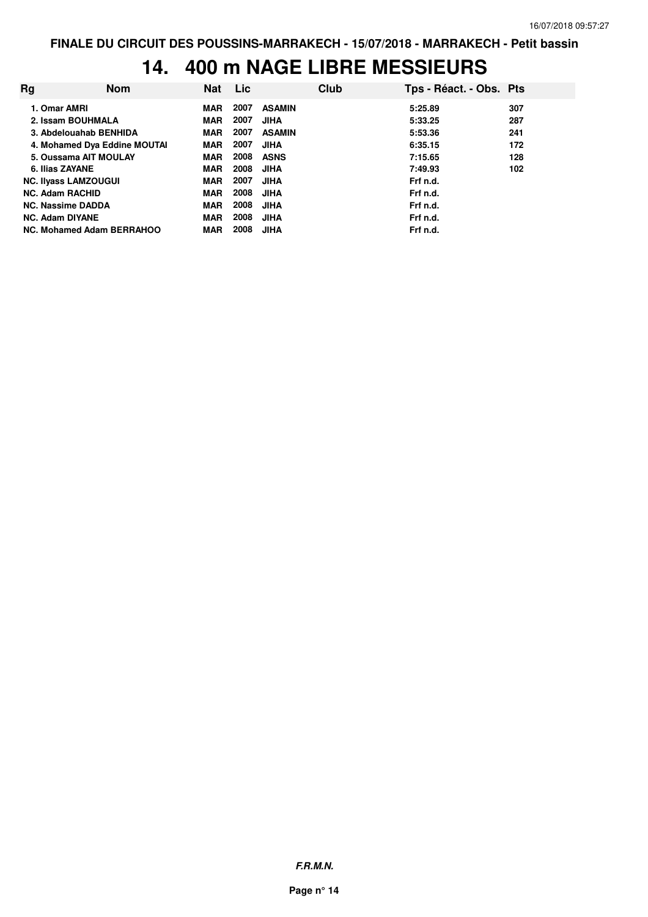FINALE DU CIRCUIT DES POUSSINS-MARRAKECH - 15/07/2018 - MARRAKECH - Petit bassin

# 14. 400 m NAGE LIBRE MESSIEURS

| Rg | Nom | Nat | Lic | Club | Tps - Réact. - Obs. | Pts |
|---|---|---|---|---|---|---|
| 1. | Omar AMRI | MAR | 2007 | ASAMIN | 5:25.89 | 307 |
| 2. | Issam BOUHMALA | MAR | 2007 | JIHA | 5:33.25 | 287 |
| 3. | Abdelouahab BENHIDA | MAR | 2007 | ASAMIN | 5:53.36 | 241 |
| 4. | Mohamed Dya Eddine MOUTAI | MAR | 2007 | JIHA | 6:35.15 | 172 |
| 5. | Oussama AIT MOULAY | MAR | 2008 | ASNS | 7:15.65 | 128 |
| 6. | Ilias ZAYANE | MAR | 2008 | JIHA | 7:49.93 | 102 |
| NC. | Ilyass LAMZOUGUI | MAR | 2007 | JIHA | Frf n.d. | |
| NC. | Adam RACHID | MAR | 2008 | JIHA | Frf n.d. | |
| NC. | Nassime DADDA | MAR | 2008 | JIHA | Frf n.d. | |
| NC. | Adam DIYANE | MAR | 2008 | JIHA | Frf n.d. | |
| NC. | Mohamed Adam BERRAHOO | MAR | 2008 | JIHA | Frf n.d. | |

*F.R.M.N.*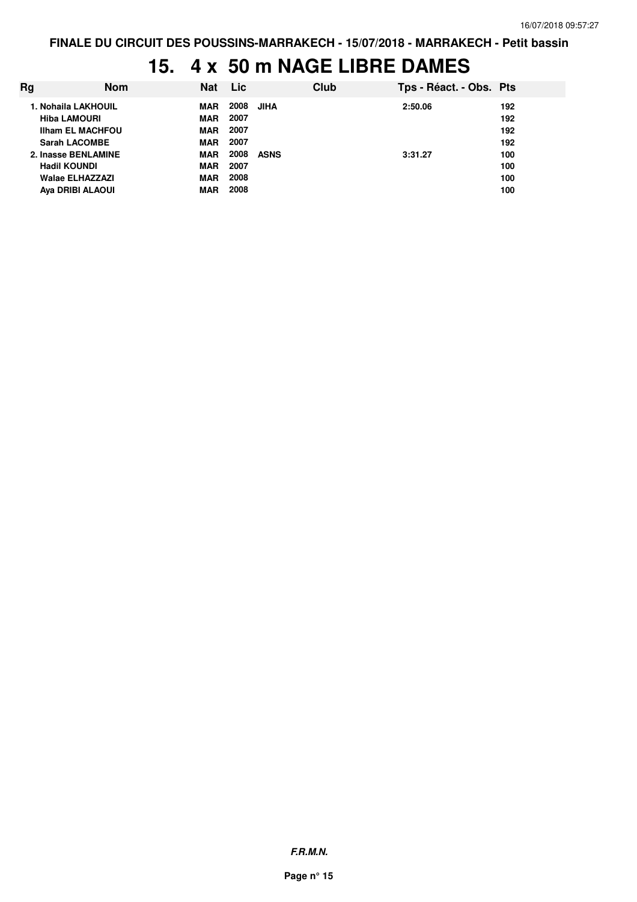FINALE DU CIRCUIT DES POUSSINS-MARRAKECH - 15/07/2018 - MARRAKECH - Petit bassin

# 15. 4 x 50 m NAGE LIBRE DAMES

| Rg | Nom | Nat | Lic | Club | Tps - Réact. - Obs. | Pts |
|---|---|---|---|---|---|---|
| 1. | Nohaila LAKHOUIL | MAR | 2008 | JIHA | 2:50.06 | 192 |
| | Hiba LAMOURI | MAR | 2007 | | | 192 |
| | Ilham EL MACHFOU | MAR | 2007 | | | 192 |
| | Sarah LACOMBE | MAR | 2007 | | | 192 |
| 2. | Inasse BENLAMINE | MAR | 2008 | ASNS | 3:31.27 | 100 |
| | Hadil KOUNDI | MAR | 2007 | | | 100 |
| | Walae ELHAZZAZI | MAR | 2008 | | | 100 |
| | Aya DRIBI ALAOUI | MAR | 2008 | | | 100 |

*F.R.M.N.*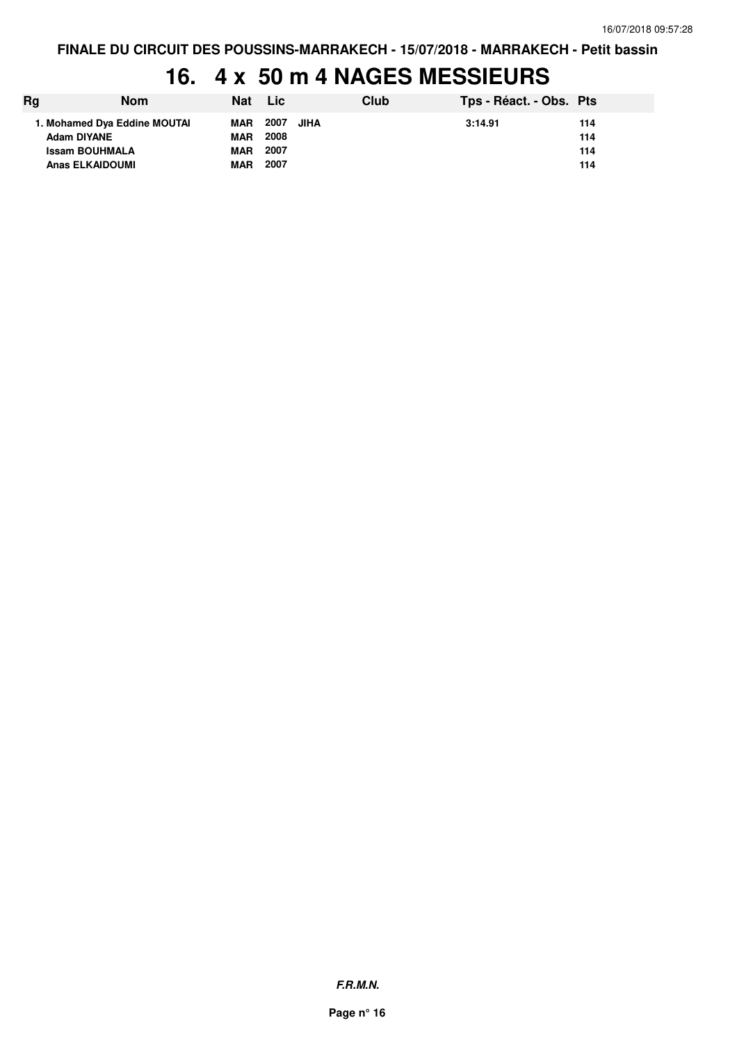FINALE DU CIRCUIT DES POUSSINS-MARRAKECH - 15/07/2018 - MARRAKECH - Petit bassin

# 16. 4 x 50 m 4 NAGES MESSIEURS

| Rg | Nom | Nat | Lic | Club | Tps - Réact. - Obs. | Pts |
|---|---|---|---|---|---|---|
| 1. | Mohamed Dya Eddine MOUTAI | MAR | 2007 | JIHA | 3:14.91 | 114 |
| | Adam DIYANE | MAR | 2008 | | | 114 |
| | Issam BOUHMALA | MAR | 2007 | | | 114 |
| | Anas ELKAIDOUMI | MAR | 2007 | | | 114 |

*F.R.M.N.*